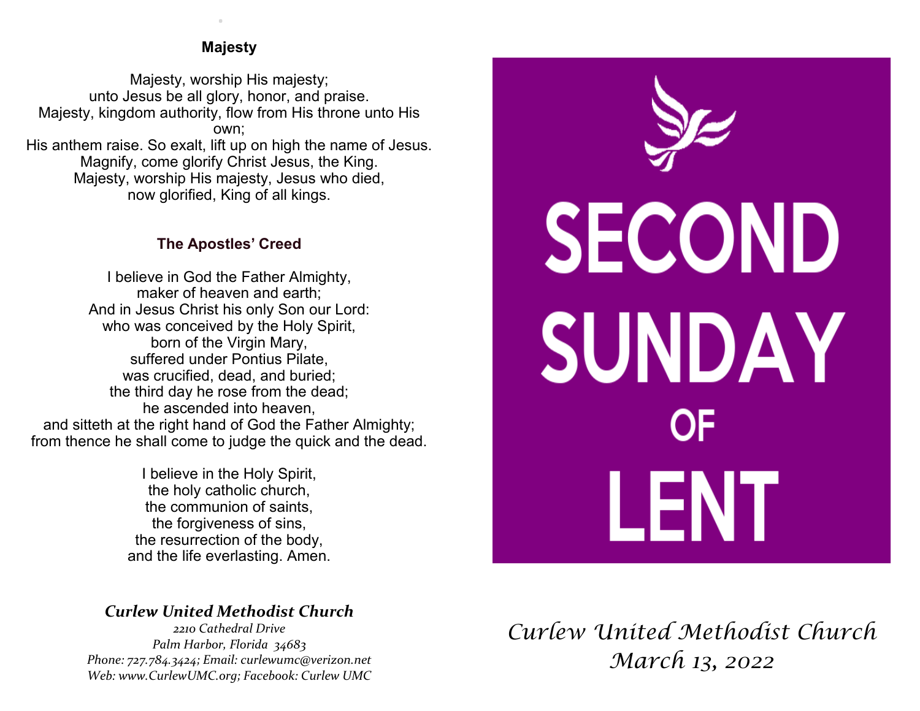## Majesty

Majesty, worship His majesty;
unto Jesus be all glory, honor, and praise.
Majesty, kingdom authority, flow from His throne unto His own;
His anthem raise. So exalt, lift up on high the name of Jesus.
Magnify, come glorify Christ Jesus, the King.
Majesty, worship His majesty, Jesus who died,
now glorified, King of all kings.

## The Apostles' Creed

I believe in God the Father Almighty,
maker of heaven and earth;
And in Jesus Christ his only Son our Lord:
who was conceived by the Holy Spirit,
born of the Virgin Mary,
suffered under Pontius Pilate,
was crucified, dead, and buried;
the third day he rose from the dead;
he ascended into heaven,
and sitteth at the right hand of God the Father Almighty;
from thence he shall come to judge the quick and the dead.

I believe in the Holy Spirit,
the holy catholic church,
the communion of saints,
the forgiveness of sins,
the resurrection of the body,
and the life everlasting. Amen.

***Curlew United Methodist Church***

*2210 Cathedral Drive*
*Palm Harbor, Florida 34683*
*Phone: 727.784.3424; Email: curlewumc@verizon.net*
*Web: www.CurlewUMC.org; Facebook: Curlew UMC*

# SECOND SUNDAY OF LENT

*Curlew United Methodist Church*
*March 13, 2022*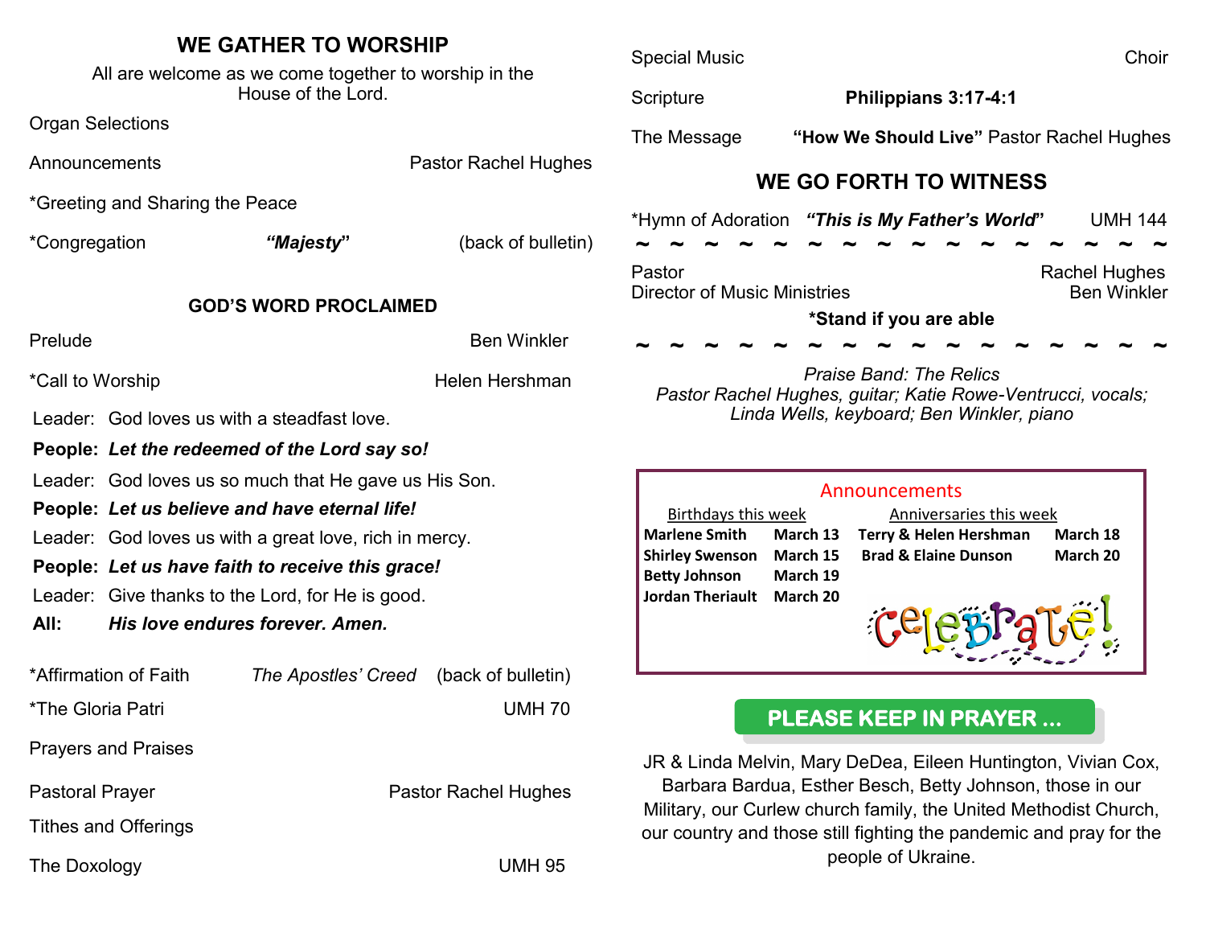## WE GATHER TO WORSHIP

All are welcome as we come together to worship in the House of the Lord.

Organ Selections

Announcements — Pastor Rachel Hughes

*Greeting and Sharing the Peace

*Congregation — ***"Majesty"*** — (back of bulletin)

### GOD'S WORD PROCLAIMED

Prelude — Ben Winkler

*Call to Worship — Helen Hershman

Leader: God loves us with a steadfast love.

**People:** ***Let the redeemed of the Lord say so!***

Leader: God loves us so much that He gave us His Son.

**People:** ***Let us believe and have eternal life!***

Leader: God loves us with a great love, rich in mercy.

**People:** ***Let us have faith to receive this grace!***

Leader: Give thanks to the Lord, for He is good.

**All:** ***His love endures forever. Amen.***

*Affirmation of Faith — *The Apostles' Creed* — (back of bulletin)

*The Gloria Patri — UMH 70

Prayers and Praises

Pastoral Prayer — Pastor Rachel Hughes

Tithes and Offerings

The Doxology — UMH 95

Special Music — Choir

Scripture — **Philippians 3:17-4:1**

The Message — **"How We Should Live"** Pastor Rachel Hughes

## WE GO FORTH TO WITNESS

*Hymn of Adoration — ***"This is My Father's World"*** — UMH 144

~ ~ ~ ~ ~ ~ ~ ~ ~ ~ ~ ~ ~ ~ ~

Pastor — Rachel Hughes
Director of Music Ministries — Ben Winkler

**\*Stand if you are able**

~ ~ ~ ~ ~ ~ ~ ~ ~ ~ ~ ~ ~ ~ ~

*Praise Band: The Relics*
*Pastor Rachel Hughes, guitar; Katie Rowe-Ventrucci, vocals; Linda Wells, keyboard; Ben Winkler, piano*

### Announcements

| Birthdays this week | | Anniversaries this week | |
|---|---|---|---|
| **Marlene Smith** | **March 13** | **Terry & Helen Hershman** | **March 18** |
| **Shirley Swenson** | **March 15** | **Brad & Elaine Dunson** | **March 20** |
| **Betty Johnson** | **March 19** | | |
| **Jordan Theriault** | **March 20** | | |

Celebrate!

### PLEASE KEEP IN PRAYER ...

JR & Linda Melvin, Mary DeDea, Eileen Huntington, Vivian Cox, Barbara Bardua, Esther Besch, Betty Johnson, those in our Military, our Curlew church family, the United Methodist Church, our country and those still fighting the pandemic and pray for the people of Ukraine.